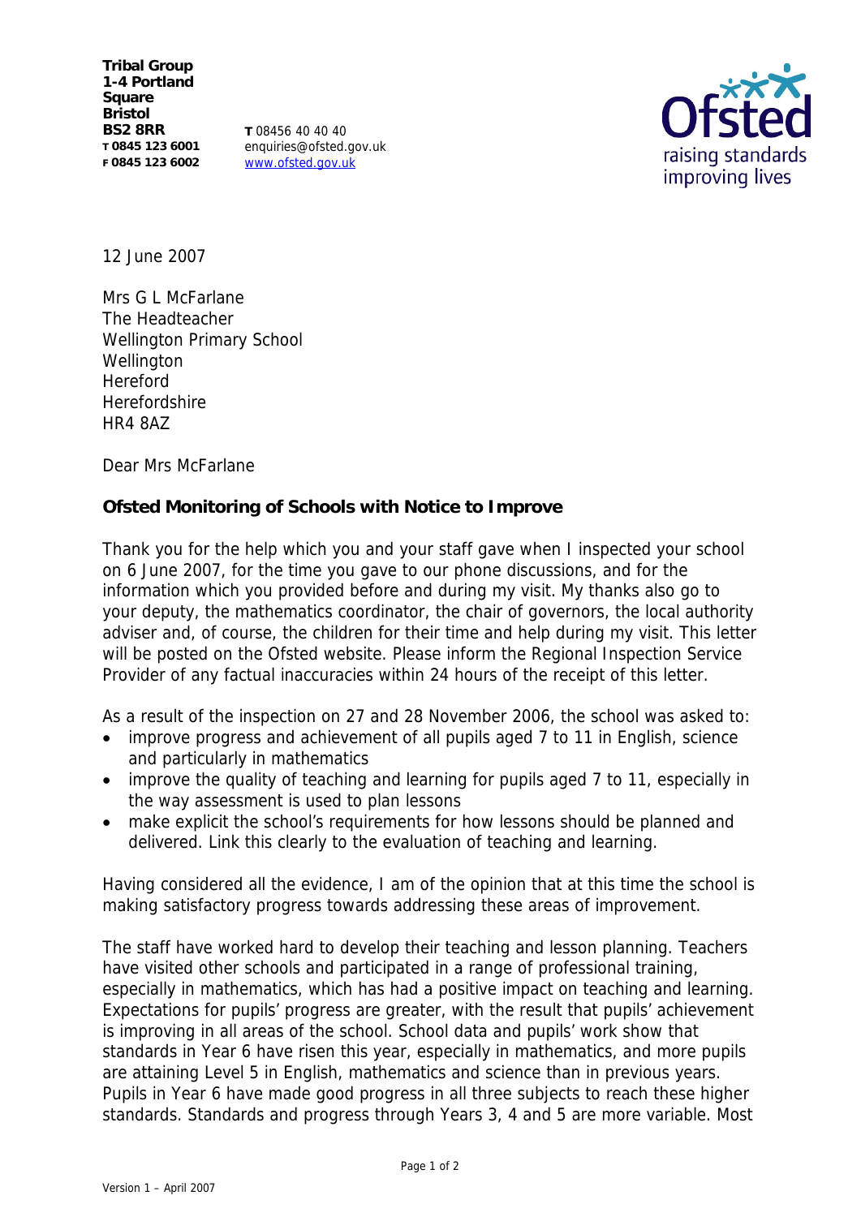Tribal Group
1-4 Portland Square
Bristol
BS2 8RR
T 0845 123 6001
F 0845 123 6002

T 08456 40 40 40
enquiries@ofsted.gov.uk
www.ofsted.gov.uk

12 June 2007

Mrs G L McFarlane
The Headteacher
Wellington Primary School
Wellington
Hereford
Herefordshire
HR4 8AZ

Dear Mrs McFarlane

**Ofsted Monitoring of Schools with Notice to Improve**

Thank you for the help which you and your staff gave when I inspected your school on 6 June 2007, for the time you gave to our phone discussions, and for the information which you provided before and during my visit. My thanks also go to your deputy, the mathematics coordinator, the chair of governors, the local authority adviser and, of course, the children for their time and help during my visit. This letter will be posted on the Ofsted website. Please inform the Regional Inspection Service Provider of any factual inaccuracies within 24 hours of the receipt of this letter.

As a result of the inspection on 27 and 28 November 2006, the school was asked to:

- improve progress and achievement of all pupils aged 7 to 11 in English, science and particularly in mathematics
- improve the quality of teaching and learning for pupils aged 7 to 11, especially in the way assessment is used to plan lessons
- make explicit the school's requirements for how lessons should be planned and delivered. Link this clearly to the evaluation of teaching and learning.

Having considered all the evidence, I am of the opinion that at this time the school is making satisfactory progress towards addressing these areas of improvement.

The staff have worked hard to develop their teaching and lesson planning. Teachers have visited other schools and participated in a range of professional training, especially in mathematics, which has had a positive impact on teaching and learning. Expectations for pupils' progress are greater, with the result that pupils' achievement is improving in all areas of the school. School data and pupils' work show that standards in Year 6 have risen this year, especially in mathematics, and more pupils are attaining Level 5 in English, mathematics and science than in previous years. Pupils in Year 6 have made good progress in all three subjects to reach these higher standards. Standards and progress through Years 3, 4 and 5 are more variable. Most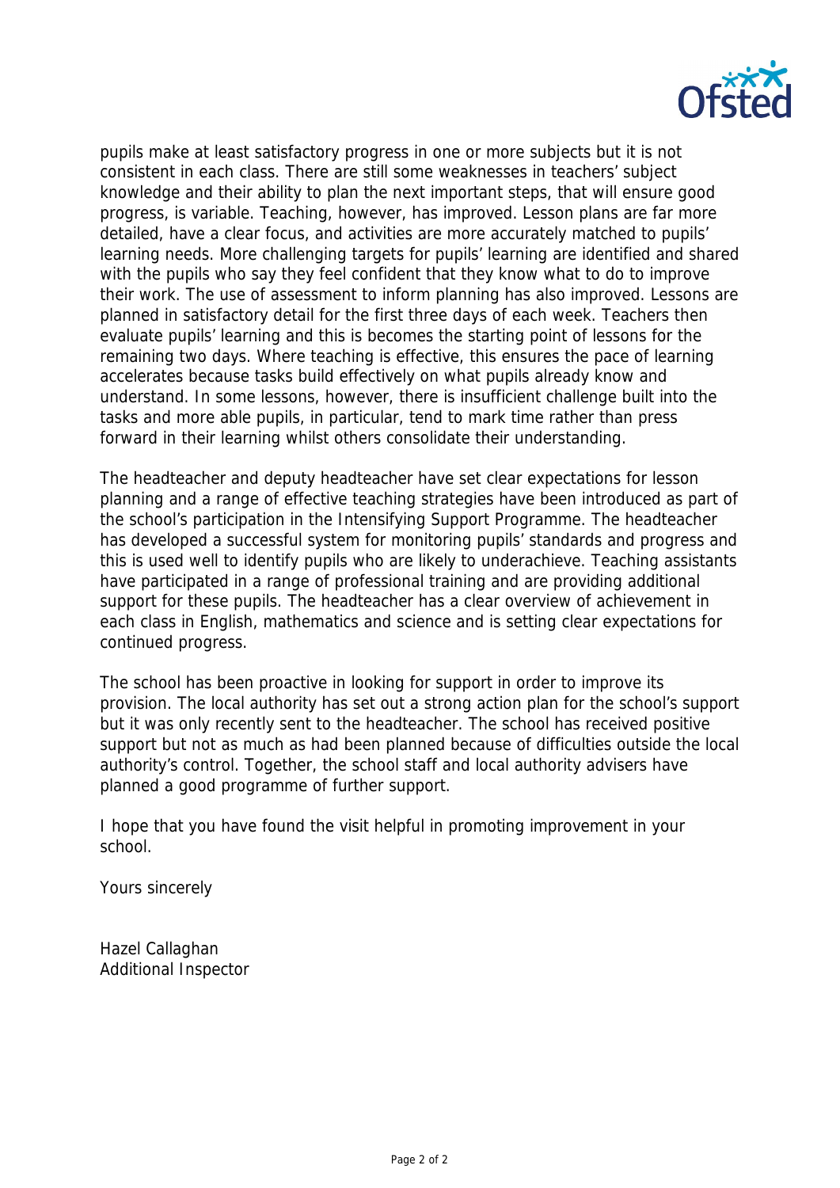pupils make at least satisfactory progress in one or more subjects but it is not consistent in each class. There are still some weaknesses in teachers' subject knowledge and their ability to plan the next important steps, that will ensure good progress, is variable. Teaching, however, has improved. Lesson plans are far more detailed, have a clear focus, and activities are more accurately matched to pupils' learning needs. More challenging targets for pupils' learning are identified and shared with the pupils who say they feel confident that they know what to do to improve their work. The use of assessment to inform planning has also improved. Lessons are planned in satisfactory detail for the first three days of each week. Teachers then evaluate pupils' learning and this is becomes the starting point of lessons for the remaining two days. Where teaching is effective, this ensures the pace of learning accelerates because tasks build effectively on what pupils already know and understand. In some lessons, however, there is insufficient challenge built into the tasks and more able pupils, in particular, tend to mark time rather than press forward in their learning whilst others consolidate their understanding.

The headteacher and deputy headteacher have set clear expectations for lesson planning and a range of effective teaching strategies have been introduced as part of the school's participation in the Intensifying Support Programme. The headteacher has developed a successful system for monitoring pupils' standards and progress and this is used well to identify pupils who are likely to underachieve. Teaching assistants have participated in a range of professional training and are providing additional support for these pupils. The headteacher has a clear overview of achievement in each class in English, mathematics and science and is setting clear expectations for continued progress.

The school has been proactive in looking for support in order to improve its provision. The local authority has set out a strong action plan for the school's support but it was only recently sent to the headteacher. The school has received positive support but not as much as had been planned because of difficulties outside the local authority's control. Together, the school staff and local authority advisers have planned a good programme of further support.

I hope that you have found the visit helpful in promoting improvement in your school.

Yours sincerely

Hazel Callaghan
Additional Inspector